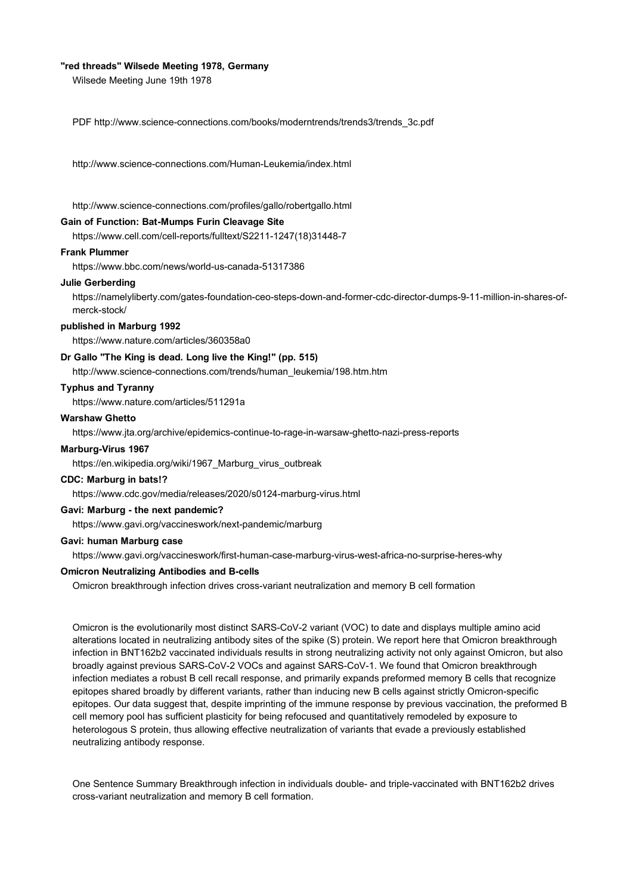**"red threads" Wilsede Meeting 1978, Germany**

Wilsede Meeting June 19th 1978

PDF http://www.science-connections.com/books/moderntrends/trends3/trends_3c.pdf

http://www.science-connections.com/Human-Leukemia/index.html

http://www.science-connections.com/profiles/gallo/robertgallo.html

**Gain of Function: Bat-Mumps Furin Cleavage Site**

https://www.cell.com/cell-reports/fulltext/S2211-1247(18)31448-7

**Frank Plummer**

https://www.bbc.com/news/world-us-canada-51317386

**Julie Gerberding**

https://namelyliberty.com/gates-foundation-ceo-steps-down-and-former-cdc-director-dumps-9-11-million-in-shares-of-merck-stock/

**published in Marburg 1992**

https://www.nature.com/articles/360358a0

**Dr Gallo "The King is dead. Long live the King!" (pp. 515)**

http://www.science-connections.com/trends/human_leukemia/198.htm.htm

**Typhus and Tyranny**

https://www.nature.com/articles/511291a

**Warshaw Ghetto**

https://www.jta.org/archive/epidemics-continue-to-rage-in-warsaw-ghetto-nazi-press-reports

**Marburg-Virus 1967**

https://en.wikipedia.org/wiki/1967_Marburg_virus_outbreak

**CDC: Marburg in bats!?**

https://www.cdc.gov/media/releases/2020/s0124-marburg-virus.html

**Gavi: Marburg - the next pandemic?**

https://www.gavi.org/vaccineswork/next-pandemic/marburg

**Gavi: human Marburg case**

https://www.gavi.org/vaccineswork/first-human-case-marburg-virus-west-africa-no-surprise-heres-why

**Omicron Neutralizing Antibodies and B-cells**

Omicron breakthrough infection drives cross-variant neutralization and memory B cell formation

Omicron is the evolutionarily most distinct SARS-CoV-2 variant (VOC) to date and displays multiple amino acid alterations located in neutralizing antibody sites of the spike (S) protein. We report here that Omicron breakthrough infection in BNT162b2 vaccinated individuals results in strong neutralizing activity not only against Omicron, but also broadly against previous SARS-CoV-2 VOCs and against SARS-CoV-1. We found that Omicron breakthrough infection mediates a robust B cell recall response, and primarily expands preformed memory B cells that recognize epitopes shared broadly by different variants, rather than inducing new B cells against strictly Omicron-specific epitopes. Our data suggest that, despite imprinting of the immune response by previous vaccination, the preformed B cell memory pool has sufficient plasticity for being refocused and quantitatively remodeled by exposure to heterologous S protein, thus allowing effective neutralization of variants that evade a previously established neutralizing antibody response.

One Sentence Summary Breakthrough infection in individuals double- and triple-vaccinated with BNT162b2 drives cross-variant neutralization and memory B cell formation.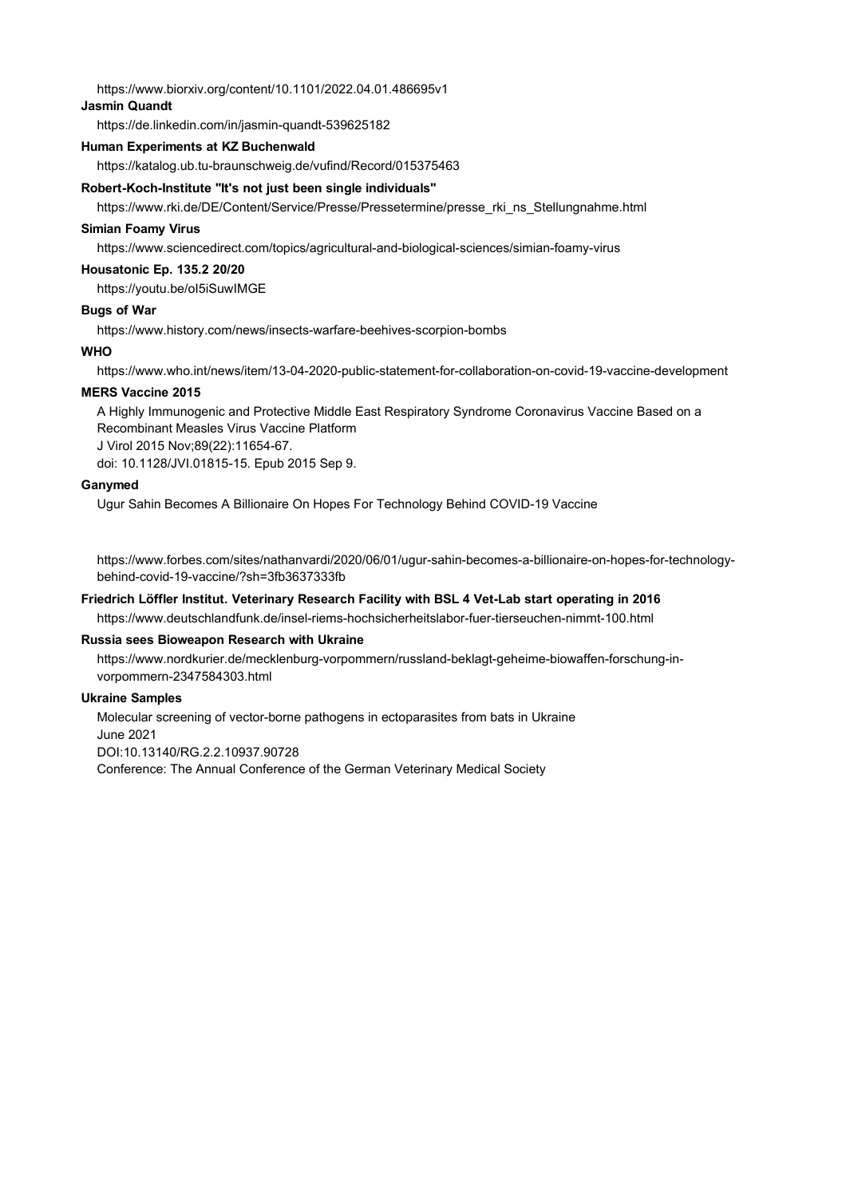https://www.biorxiv.org/content/10.1101/2022.04.01.486695v1

**Jasmin Quandt**

https://de.linkedin.com/in/jasmin-quandt-539625182

**Human Experiments at KZ Buchenwald**

https://katalog.ub.tu-braunschweig.de/vufind/Record/015375463

**Robert-Koch-Institute "It's not just been single individuals"**

https://www.rki.de/DE/Content/Service/Presse/Pressetermine/presse_rki_ns_Stellungnahme.html

**Simian Foamy Virus**

https://www.sciencedirect.com/topics/agricultural-and-biological-sciences/simian-foamy-virus

**Housatonic Ep. 135.2 20/20**

https://youtu.be/oI5iSuwIMGE

**Bugs of War**

https://www.history.com/news/insects-warfare-beehives-scorpion-bombs

**WHO**

https://www.who.int/news/item/13-04-2020-public-statement-for-collaboration-on-covid-19-vaccine-development

**MERS Vaccine 2015**

A Highly Immunogenic and Protective Middle East Respiratory Syndrome Coronavirus Vaccine Based on a Recombinant Measles Virus Vaccine Platform
J Virol 2015 Nov;89(22):11654-67.
doi: 10.1128/JVI.01815-15. Epub 2015 Sep 9.

**Ganymed**

Ugur Sahin Becomes A Billionaire On Hopes For Technology Behind COVID-19 Vaccine

https://www.forbes.com/sites/nathanvardi/2020/06/01/ugur-sahin-becomes-a-billionaire-on-hopes-for-technology-behind-covid-19-vaccine/?sh=3fb3637333fb

**Friedrich Löffler Institut. Veterinary Research Facility with BSL 4 Vet-Lab start operating in 2016**

https://www.deutschlandfunk.de/insel-riems-hochsicherheitslabor-fuer-tierseuchen-nimmt-100.html

**Russia sees Bioweapon Research with Ukraine**

https://www.nordkurier.de/mecklenburg-vorpommern/russland-beklagt-geheime-biowaffen-forschung-in-vorpommern-2347584303.html

**Ukraine Samples**

Molecular screening of vector-borne pathogens in ectoparasites from bats in Ukraine
June 2021
DOI:10.13140/RG.2.2.10937.90728
Conference: The Annual Conference of the German Veterinary Medical Society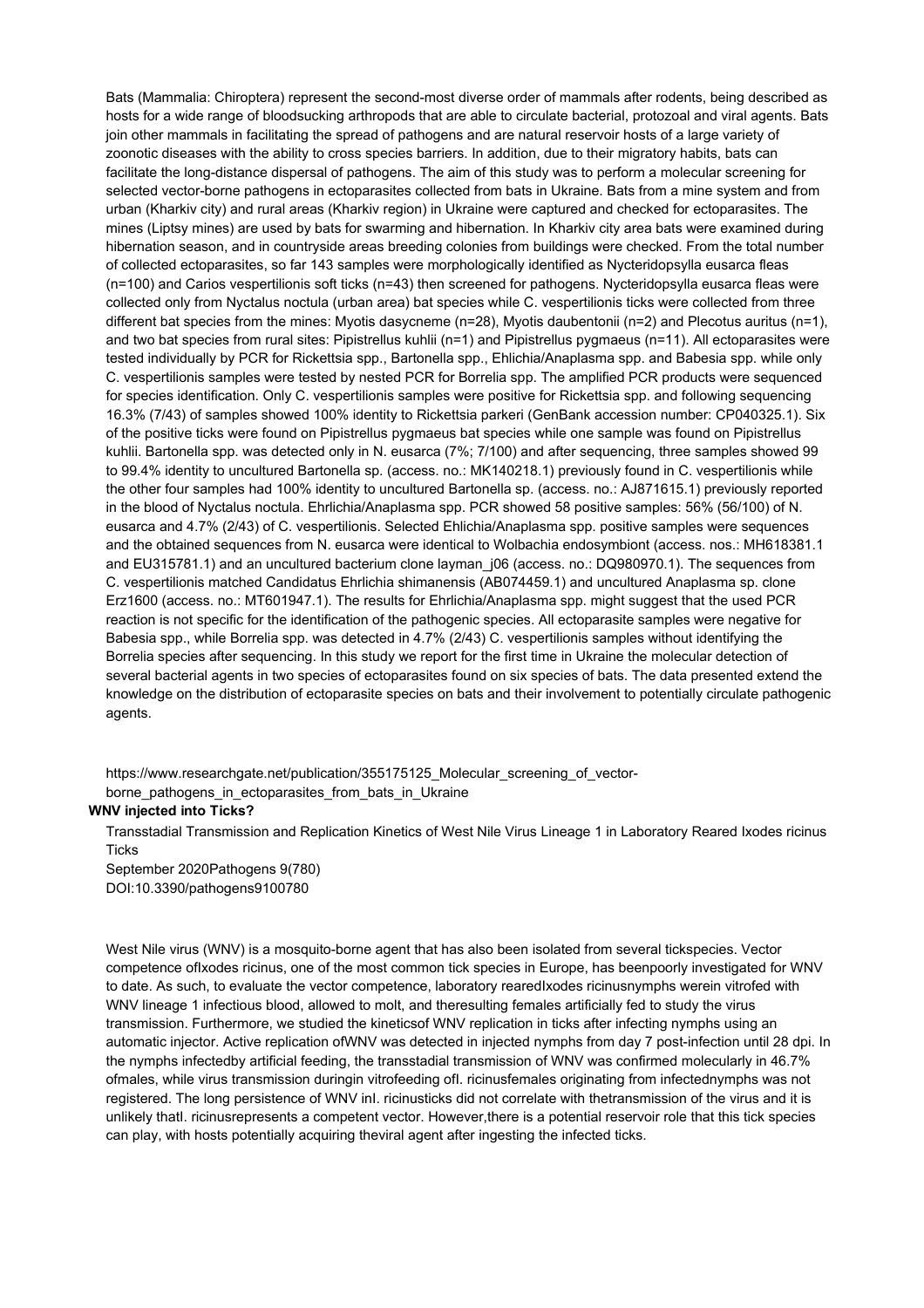Bats (Mammalia: Chiroptera) represent the second-most diverse order of mammals after rodents, being described as hosts for a wide range of bloodsucking arthropods that are able to circulate bacterial, protozoal and viral agents. Bats join other mammals in facilitating the spread of pathogens and are natural reservoir hosts of a large variety of zoonotic diseases with the ability to cross species barriers. In addition, due to their migratory habits, bats can facilitate the long-distance dispersal of pathogens. The aim of this study was to perform a molecular screening for selected vector-borne pathogens in ectoparasites collected from bats in Ukraine. Bats from a mine system and from urban (Kharkiv city) and rural areas (Kharkiv region) in Ukraine were captured and checked for ectoparasites. The mines (Liptsy mines) are used by bats for swarming and hibernation. In Kharkiv city area bats were examined during hibernation season, and in countryside areas breeding colonies from buildings were checked. From the total number of collected ectoparasites, so far 143 samples were morphologically identified as Nycteridopsylla eusarca fleas (n=100) and Carios vespertilionis soft ticks (n=43) then screened for pathogens. Nycteridopsylla eusarca fleas were collected only from Nyctalus noctula (urban area) bat species while C. vespertilionis ticks were collected from three different bat species from the mines: Myotis dasycneme (n=28), Myotis daubentonii (n=2) and Plecotus auritus (n=1), and two bat species from rural sites: Pipistrellus kuhlii (n=1) and Pipistrellus pygmaeus (n=11). All ectoparasites were tested individually by PCR for Rickettsia spp., Bartonella spp., Ehlichia/Anaplasma spp. and Babesia spp. while only C. vespertilionis samples were tested by nested PCR for Borrelia spp. The amplified PCR products were sequenced for species identification. Only C. vespertilionis samples were positive for Rickettsia spp. and following sequencing 16.3% (7/43) of samples showed 100% identity to Rickettsia parkeri (GenBank accession number: CP040325.1). Six of the positive ticks were found on Pipistrellus pygmaeus bat species while one sample was found on Pipistrellus kuhlii. Bartonella spp. was detected only in N. eusarca (7%; 7/100) and after sequencing, three samples showed 99 to 99.4% identity to uncultured Bartonella sp. (access. no.: MK140218.1) previously found in C. vespertilionis while the other four samples had 100% identity to uncultured Bartonella sp. (access. no.: AJ871615.1) previously reported in the blood of Nyctalus noctula. Ehrlichia/Anaplasma spp. PCR showed 58 positive samples: 56% (56/100) of N. eusarca and 4.7% (2/43) of C. vespertilionis. Selected Ehlichia/Anaplasma spp. positive samples were sequences and the obtained sequences from N. eusarca were identical to Wolbachia endosymbiont (access. nos.: MH618381.1 and EU315781.1) and an uncultured bacterium clone layman_j06 (access. no.: DQ980970.1). The sequences from C. vespertilionis matched Candidatus Ehrlichia shimanensis (AB074459.1) and uncultured Anaplasma sp. clone Erz1600 (access. no.: MT601947.1). The results for Ehrlichia/Anaplasma spp. might suggest that the used PCR reaction is not specific for the identification of the pathogenic species. All ectoparasite samples were negative for Babesia spp., while Borrelia spp. was detected in 4.7% (2/43) C. vespertilionis samples without identifying the Borrelia species after sequencing. In this study we report for the first time in Ukraine the molecular detection of several bacterial agents in two species of ectoparasites found on six species of bats. The data presented extend the knowledge on the distribution of ectoparasite species on bats and their involvement to potentially circulate pathogenic agents.

https://www.researchgate.net/publication/355175125_Molecular_screening_of_vector-borne_pathogens_in_ectoparasites_from_bats_in_Ukraine

**WNV injected into Ticks?**

Transstadial Transmission and Replication Kinetics of West Nile Virus Lineage 1 in Laboratory Reared Ixodes ricinus Ticks

September 2020Pathogens 9(780)

DOI:10.3390/pathogens9100780

West Nile virus (WNV) is a mosquito-borne agent that has also been isolated from several tickspecies. Vector competence ofIxodes ricinus, one of the most common tick species in Europe, has beenpoorly investigated for WNV to date. As such, to evaluate the vector competence, laboratory rearedIxodes ricinusnymphs werein vitrofed with WNV lineage 1 infectious blood, allowed to molt, and theresulting females artificially fed to study the virus transmission. Furthermore, we studied the kineticsof WNV replication in ticks after infecting nymphs using an automatic injector. Active replication ofWNV was detected in injected nymphs from day 7 post-infection until 28 dpi. In the nymphs infectedby artificial feeding, the transstadial transmission of WNV was confirmed molecularly in 46.7% ofmales, while virus transmission duringin vitrofeeding ofI. ricinusfemales originating from infectednymphs was not registered. The long persistence of WNV inI. ricinusticks did not correlate with thetransmission of the virus and it is unlikely thatI. ricinusrepresents a competent vector. However,there is a potential reservoir role that this tick species can play, with hosts potentially acquiring theviral agent after ingesting the infected ticks.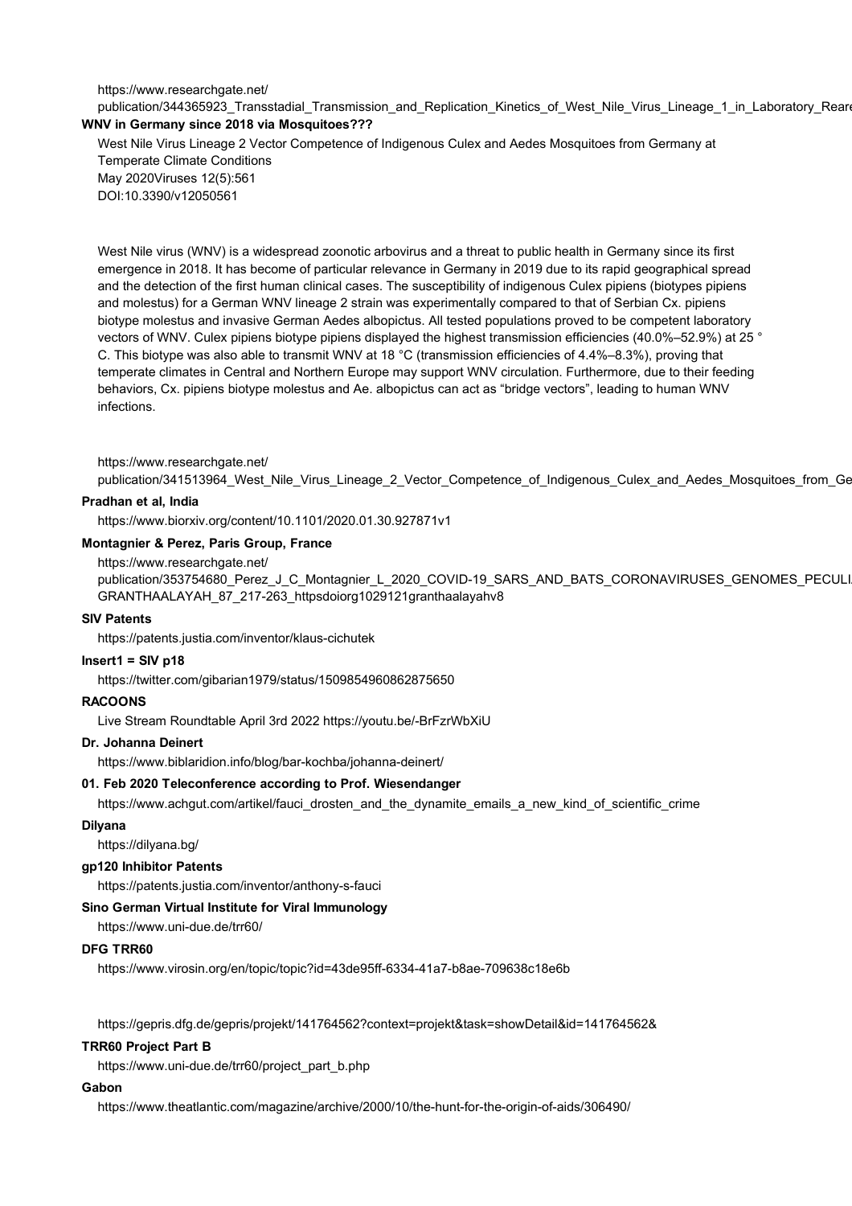https://www.researchgate.net/
publication/344365923_Transstadial_Transmission_and_Replication_Kinetics_of_West_Nile_Virus_Lineage_1_in_Laboratory_Reare

**WNV in Germany since 2018 via Mosquitoes???**

West Nile Virus Lineage 2 Vector Competence of Indigenous Culex and Aedes Mosquitoes from Germany at Temperate Climate Conditions
May 2020Viruses 12(5):561
DOI:10.3390/v12050561

West Nile virus (WNV) is a widespread zoonotic arbovirus and a threat to public health in Germany since its first emergence in 2018. It has become of particular relevance in Germany in 2019 due to its rapid geographical spread and the detection of the first human clinical cases. The susceptibility of indigenous Culex pipiens (biotypes pipiens and molestus) for a German WNV lineage 2 strain was experimentally compared to that of Serbian Cx. pipiens biotype molestus and invasive German Aedes albopictus. All tested populations proved to be competent laboratory vectors of WNV. Culex pipiens biotype pipiens displayed the highest transmission efficiencies (40.0%–52.9%) at 25 °C. This biotype was also able to transmit WNV at 18 °C (transmission efficiencies of 4.4%–8.3%), proving that temperate climates in Central and Northern Europe may support WNV circulation. Furthermore, due to their feeding behaviors, Cx. pipiens biotype molestus and Ae. albopictus can act as "bridge vectors", leading to human WNV infections.

https://www.researchgate.net/
publication/341513964_West_Nile_Virus_Lineage_2_Vector_Competence_of_Indigenous_Culex_and_Aedes_Mosquitoes_from_Ge

**Pradhan et al, India**

https://www.biorxiv.org/content/10.1101/2020.01.30.927871v1

**Montagnier & Perez, Paris Group, France**

https://www.researchgate.net/
publication/353754680_Perez_J_C_Montagnier_L_2020_COVID-19_SARS_AND_BATS_CORONAVIRUSES_GENOMES_PECULI
GRANTHAALAYAH_87_217-263_httpsdoiorg1029121granthaalayahv8

**SIV Patents**

https://patents.justia.com/inventor/klaus-cichutek

**Insert1 = SIV p18**

https://twitter.com/gibarian1979/status/1509854960862875650

**RACOONS**

Live Stream Roundtable April 3rd 2022 https://youtu.be/-BrFzrWbXiU

**Dr. Johanna Deinert**

https://www.biblaridion.info/blog/bar-kochba/johanna-deinert/

**01. Feb 2020 Teleconference according to Prof. Wiesendanger**

https://www.achgut.com/artikel/fauci_drosten_and_the_dynamite_emails_a_new_kind_of_scientific_crime

**Dilyana**

https://dilyana.bg/

**gp120 Inhibitor Patents**

https://patents.justia.com/inventor/anthony-s-fauci

**Sino German Virtual Institute for Viral Immunology**

https://www.uni-due.de/trr60/

**DFG TRR60**

https://www.virosin.org/en/topic/topic?id=43de95ff-6334-41a7-b8ae-709638c18e6b

https://gepris.dfg.de/gepris/projekt/141764562?context=projekt&task=showDetail&id=141764562&

**TRR60 Project Part B**

https://www.uni-due.de/trr60/project_part_b.php

**Gabon**

https://www.theatlantic.com/magazine/archive/2000/10/the-hunt-for-the-origin-of-aids/306490/